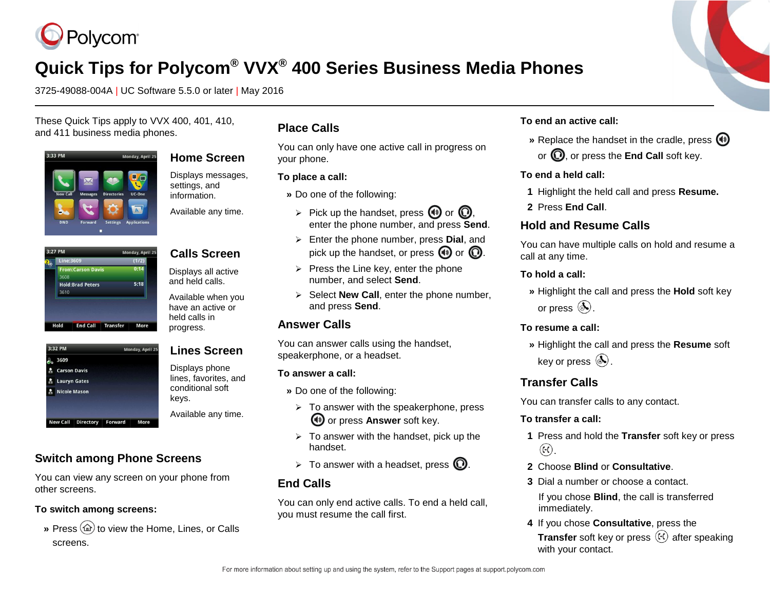Polycom

# Quick Tips for Polycom® VVX® 400 Series Business Media Phones

3725-49088-004A | UC Software 5.5.0 or later | May 2016

These Quick Tips apply to VVX 400, 401, 410, and 411 business media phones.

## Home Screen

Displays messages, settings, and information.

Available any time.

## Calls Screen

Displays all active and held calls.

Available when you have an active or held calls in progress.

## Lines Screen

Displays phone lines, favorites, and conditional soft keys.

Available any time.

## Switch among Phone Screens

You can view any screen on your phone from other screens.

**To switch among screens:**

» Press the Home key to view the Home, Lines, or Calls screens.

## Place Calls

You can only have one active call in progress on your phone.

**To place a call:**

» Do one of the following:

- Pick up the handset, press the Speakerphone key or the Headset key, enter the phone number, and press **Send**.
- Enter the phone number, press **Dial**, and pick up the handset, or press the Speakerphone key or the Headset key.
- Press the Line key, enter the phone number, and select **Send**.
- Select **New Call**, enter the phone number, and press **Send**.

## Answer Calls

You can answer calls using the handset, speakerphone, or a headset.

**To answer a call:**

» Do one of the following:

- To answer with the speakerphone, press the Speakerphone key or press **Answer** soft key.
- To answer with the handset, pick up the handset.
- To answer with a headset, press the Headset key.

## End Calls

You can only end active calls. To end a held call, you must resume the call first.

**To end an active call:**

» Replace the handset in the cradle, press the Speakerphone key or the Headset key, or press the **End Call** soft key.

**To end a held call:**

1. Highlight the held call and press **Resume.**
2. Press **End Call**.

## Hold and Resume Calls

You can have multiple calls on hold and resume a call at any time.

**To hold a call:**

» Highlight the call and press the **Hold** soft key or press the Hold key.

**To resume a call:**

» Highlight the call and press the **Resume** soft key or press the Hold key.

## Transfer Calls

You can transfer calls to any contact.

**To transfer a call:**

1. Press and hold the **Transfer** soft key or press the Transfer key.
2. Choose **Blind** or **Consultative**.
3. Dial a number or choose a contact.

   If you chose **Blind**, the call is transferred immediately.
4. If you chose **Consultative**, press the **Transfer** soft key or press the Transfer key after speaking with your contact.

For more information about setting up and using the system, refer to the Support pages at support.polycom.com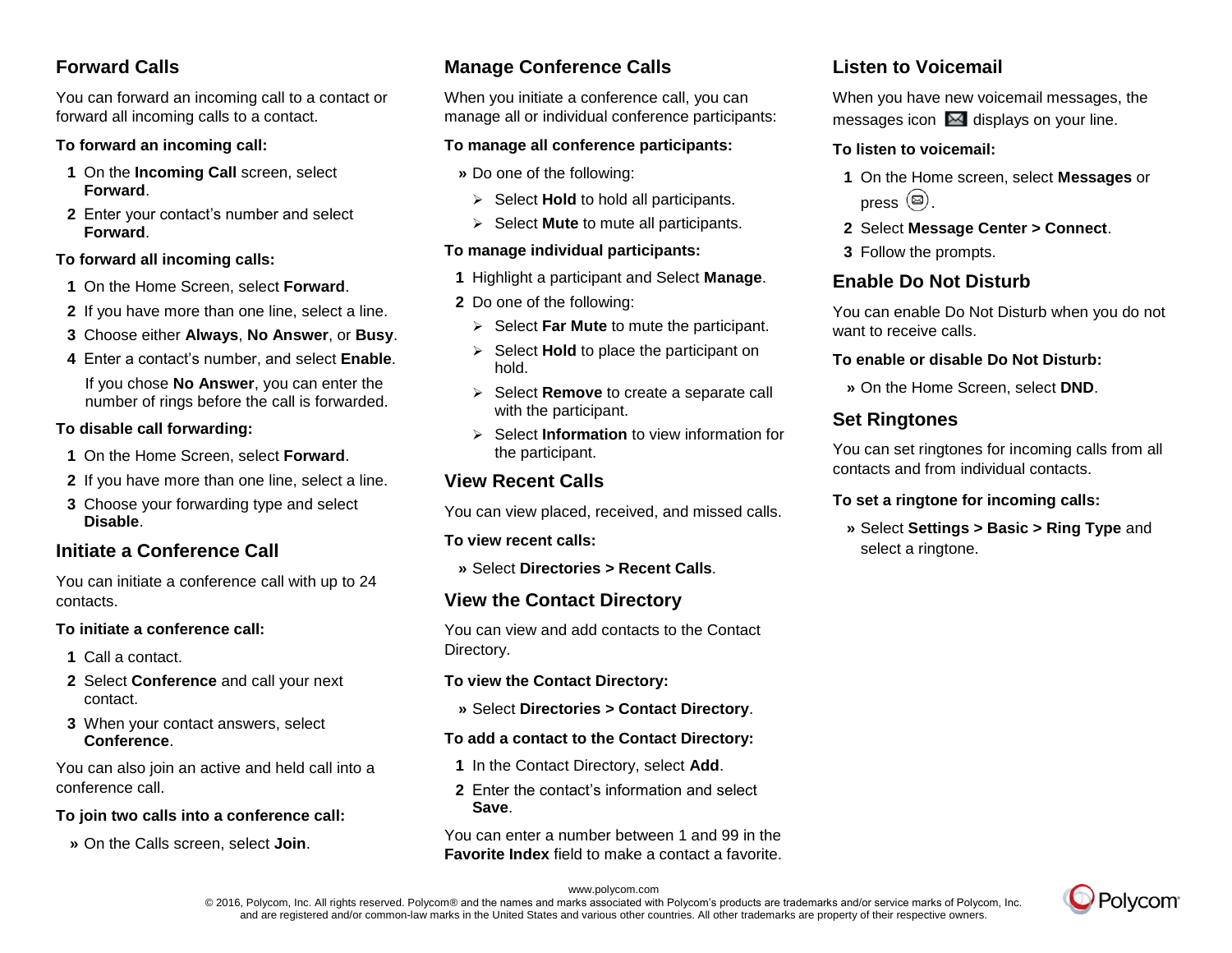## Forward Calls

You can forward an incoming call to a contact or forward all incoming calls to a contact.

**To forward an incoming call:**

1. On the **Incoming Call** screen, select **Forward**.
2. Enter your contact's number and select **Forward**.

**To forward all incoming calls:**

1. On the Home Screen, select **Forward**.
2. If you have more than one line, select a line.
3. Choose either **Always**, **No Answer**, or **Busy**.
4. Enter a contact's number, and select **Enable**.

   If you chose **No Answer**, you can enter the number of rings before the call is forwarded.

**To disable call forwarding:**

1. On the Home Screen, select **Forward**.
2. If you have more than one line, select a line.
3. Choose your forwarding type and select **Disable**.

## Initiate a Conference Call

You can initiate a conference call with up to 24 contacts.

**To initiate a conference call:**

1. Call a contact.
2. Select **Conference** and call your next contact.
3. When your contact answers, select **Conference**.

You can also join an active and held call into a conference call.

**To join two calls into a conference call:**

» On the Calls screen, select **Join**.

## Manage Conference Calls

When you initiate a conference call, you can manage all or individual conference participants:

**To manage all conference participants:**

» Do one of the following:

- Select **Hold** to hold all participants.
- Select **Mute** to mute all participants.

**To manage individual participants:**

1. Highlight a participant and Select **Manage**.
2. Do one of the following:
   - Select **Far Mute** to mute the participant.
   - Select **Hold** to place the participant on hold.
   - Select **Remove** to create a separate call with the participant.
   - Select **Information** to view information for the participant.

## View Recent Calls

You can view placed, received, and missed calls.

**To view recent calls:**

» Select **Directories > Recent Calls**.

## View the Contact Directory

You can view and add contacts to the Contact Directory.

**To view the Contact Directory:**

» Select **Directories > Contact Directory**.

**To add a contact to the Contact Directory:**

1. In the Contact Directory, select **Add**.
2. Enter the contact's information and select **Save**.

You can enter a number between 1 and 99 in the **Favorite Index** field to make a contact a favorite.

## Listen to Voicemail

When you have new voicemail messages, the messages icon displays on your line.

**To listen to voicemail:**

1. On the Home screen, select **Messages** or press .
2. Select **Message Center > Connect**.
3. Follow the prompts.

## Enable Do Not Disturb

You can enable Do Not Disturb when you do not want to receive calls.

**To enable or disable Do Not Disturb:**

» On the Home Screen, select **DND**.

## Set Ringtones

You can set ringtones for incoming calls from all contacts and from individual contacts.

**To set a ringtone for incoming calls:**

» Select **Settings > Basic > Ring Type** and select a ringtone.

www.polycom.com

© 2016, Polycom, Inc. All rights reserved. Polycom® and the names and marks associated with Polycom's products are trademarks and/or service marks of Polycom, Inc. and are registered and/or common-law marks in the United States and various other countries. All other trademarks are property of their respective owners.